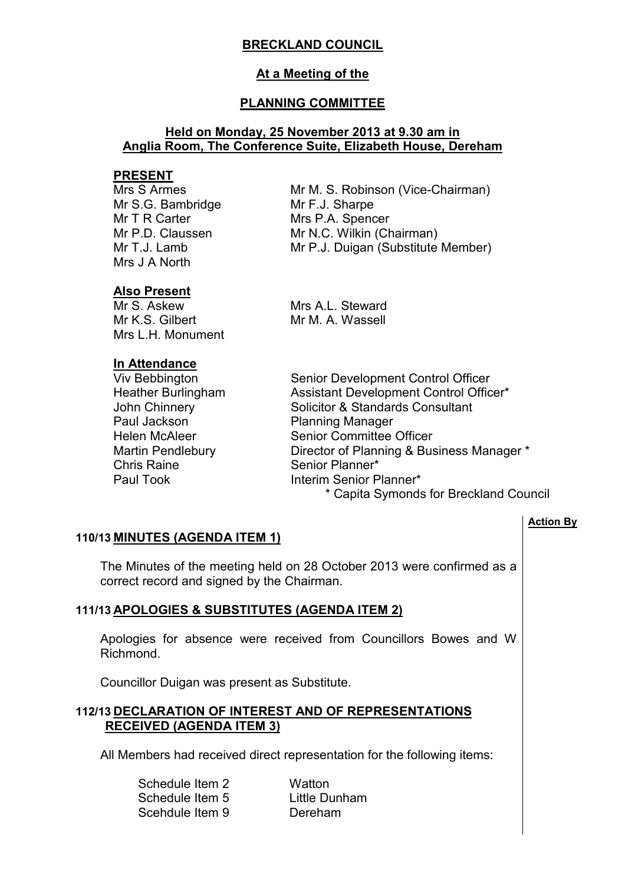# BRECKLAND COUNCIL

## At a Meeting of the

## PLANNING COMMITTEE

### Held on Monday, 25 November 2013 at 9.30 am in Anglia Room, The Conference Suite, Elizabeth House, Dereham

**PRESENT**

Mrs S Armes
Mr S.G. Bambridge
Mr T R Carter
Mr P.D. Claussen
Mr T.J. Lamb
Mrs J A North
Mr M. S. Robinson (Vice-Chairman)
Mr F.J. Sharpe
Mrs P.A. Spencer
Mr N.C. Wilkin (Chairman)
Mr P.J. Duigan (Substitute Member)

**Also Present**

Mr S. Askew
Mr K.S. Gilbert
Mrs L.H. Monument
Mrs A.L. Steward
Mr M. A. Wassell

**In Attendance**

| | |
|---|---|
| Viv Bebbington | Senior Development Control Officer |
| Heather Burlingham | Assistant Development Control Officer* |
| John Chinnery | Solicitor & Standards Consultant |
| Paul Jackson | Planning Manager |
| Helen McAleer | Senior Committee Officer |
| Martin Pendlebury | Director of Planning & Business Manager * |
| Chris Raine | Senior Planner* |
| Paul Took | Interim Senior Planner* |

\* Capita Symonds for Breckland Council

**Action By**

**110/13 MINUTES (AGENDA ITEM 1)**

The Minutes of the meeting held on 28 October 2013 were confirmed as a correct record and signed by the Chairman.

**111/13 APOLOGIES & SUBSTITUTES (AGENDA ITEM 2)**

Apologies for absence were received from Councillors Bowes and W Richmond.

Councillor Duigan was present as Substitute.

**112/13 DECLARATION OF INTEREST AND OF REPRESENTATIONS RECEIVED (AGENDA ITEM 3)**

All Members had received direct representation for the following items:

| | |
|---|---|
| Schedule Item 2 | Watton |
| Schedule Item 5 | Little Dunham |
| Scehdule Item 9 | Dereham |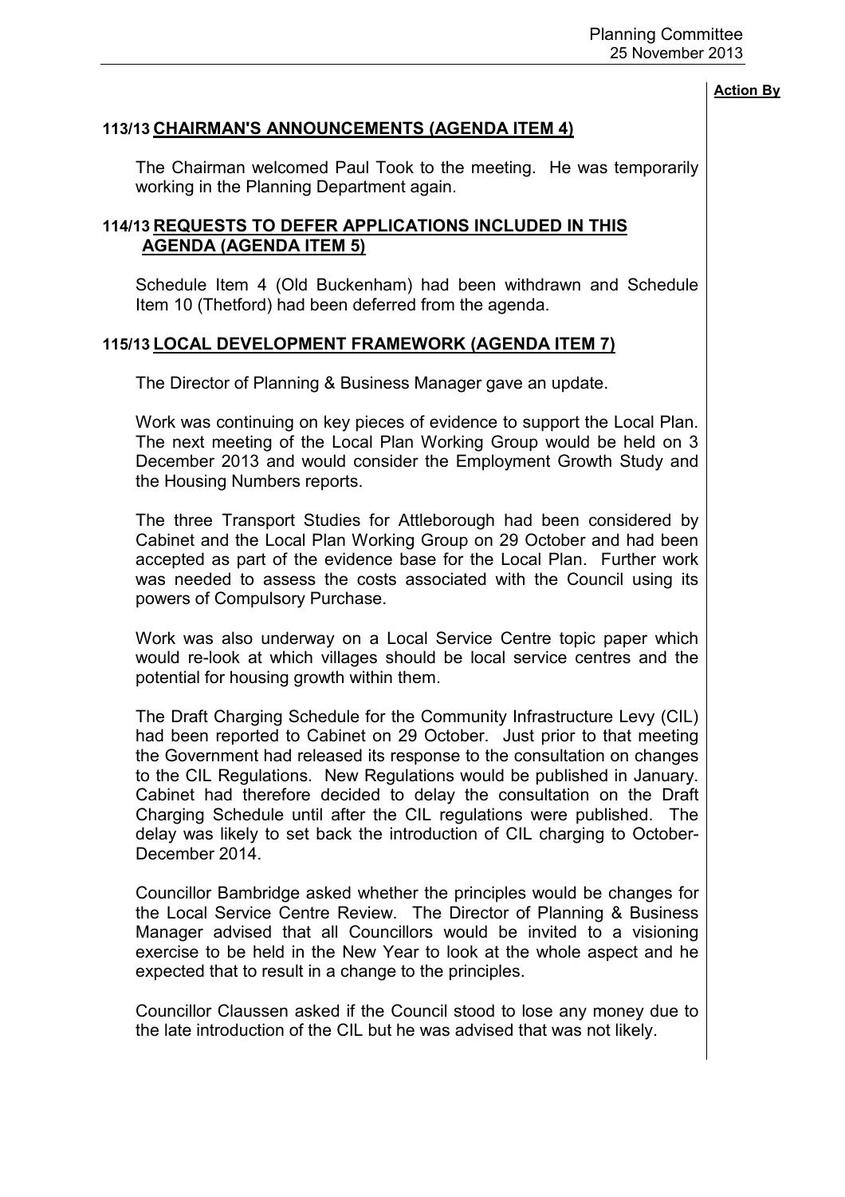**Action By**

### 113/13 CHAIRMAN'S ANNOUNCEMENTS (AGENDA ITEM 4)

The Chairman welcomed Paul Took to the meeting. He was temporarily working in the Planning Department again.

### 114/13 REQUESTS TO DEFER APPLICATIONS INCLUDED IN THIS AGENDA (AGENDA ITEM 5)

Schedule Item 4 (Old Buckenham) had been withdrawn and Schedule Item 10 (Thetford) had been deferred from the agenda.

### 115/13 LOCAL DEVELOPMENT FRAMEWORK (AGENDA ITEM 7)

The Director of Planning & Business Manager gave an update.

Work was continuing on key pieces of evidence to support the Local Plan. The next meeting of the Local Plan Working Group would be held on 3 December 2013 and would consider the Employment Growth Study and the Housing Numbers reports.

The three Transport Studies for Attleborough had been considered by Cabinet and the Local Plan Working Group on 29 October and had been accepted as part of the evidence base for the Local Plan. Further work was needed to assess the costs associated with the Council using its powers of Compulsory Purchase.

Work was also underway on a Local Service Centre topic paper which would re-look at which villages should be local service centres and the potential for housing growth within them.

The Draft Charging Schedule for the Community Infrastructure Levy (CIL) had been reported to Cabinet on 29 October. Just prior to that meeting the Government had released its response to the consultation on changes to the CIL Regulations. New Regulations would be published in January. Cabinet had therefore decided to delay the consultation on the Draft Charging Schedule until after the CIL regulations were published. The delay was likely to set back the introduction of CIL charging to October-December 2014.

Councillor Bambridge asked whether the principles would be changes for the Local Service Centre Review. The Director of Planning & Business Manager advised that all Councillors would be invited to a visioning exercise to be held in the New Year to look at the whole aspect and he expected that to result in a change to the principles.

Councillor Claussen asked if the Council stood to lose any money due to the late introduction of the CIL but he was advised that was not likely.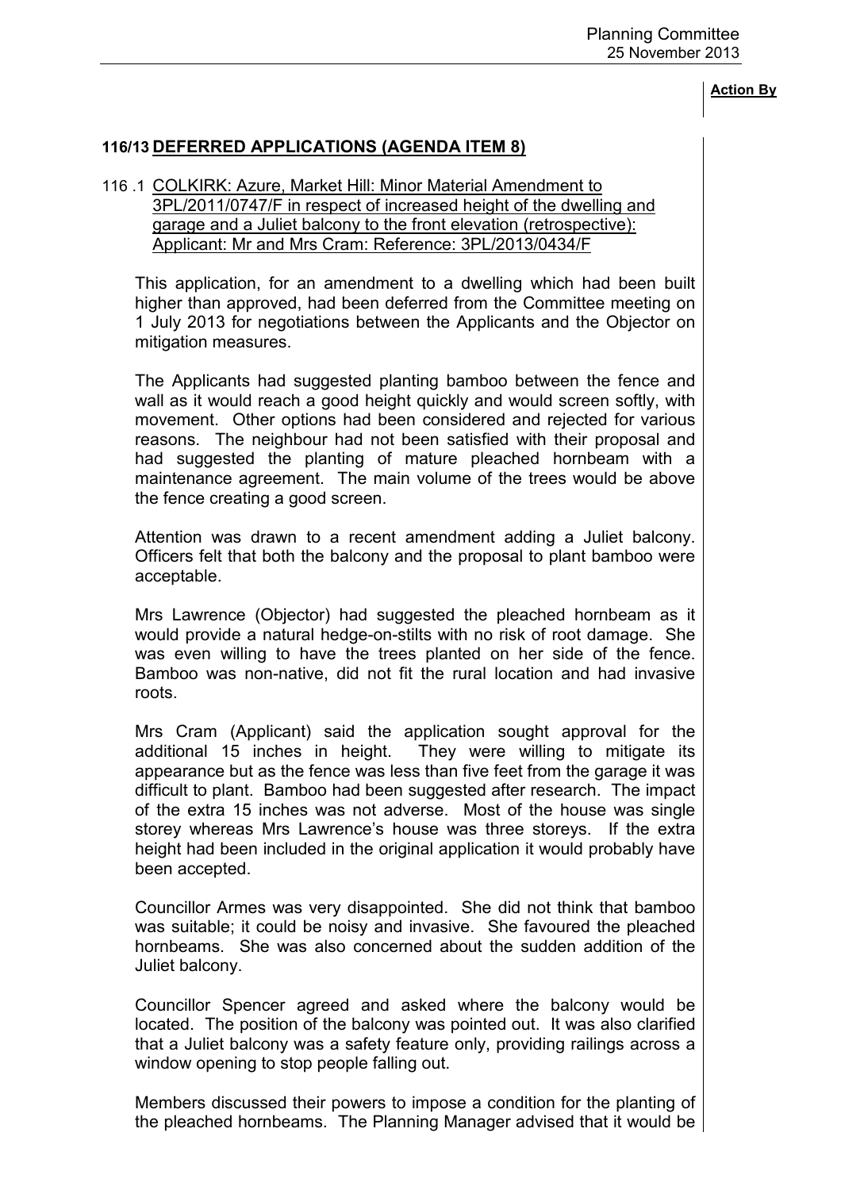**Action By**

## 116/13 DEFERRED APPLICATIONS (AGENDA ITEM 8)

116 .1 COLKIRK: Azure, Market Hill: Minor Material Amendment to 3PL/2011/0747/F in respect of increased height of the dwelling and garage and a Juliet balcony to the front elevation (retrospective): Applicant: Mr and Mrs Cram: Reference: 3PL/2013/0434/F

This application, for an amendment to a dwelling which had been built higher than approved, had been deferred from the Committee meeting on 1 July 2013 for negotiations between the Applicants and the Objector on mitigation measures.

The Applicants had suggested planting bamboo between the fence and wall as it would reach a good height quickly and would screen softly, with movement. Other options had been considered and rejected for various reasons. The neighbour had not been satisfied with their proposal and had suggested the planting of mature pleached hornbeam with a maintenance agreement. The main volume of the trees would be above the fence creating a good screen.

Attention was drawn to a recent amendment adding a Juliet balcony. Officers felt that both the balcony and the proposal to plant bamboo were acceptable.

Mrs Lawrence (Objector) had suggested the pleached hornbeam as it would provide a natural hedge-on-stilts with no risk of root damage. She was even willing to have the trees planted on her side of the fence. Bamboo was non-native, did not fit the rural location and had invasive roots.

Mrs Cram (Applicant) said the application sought approval for the additional 15 inches in height. They were willing to mitigate its appearance but as the fence was less than five feet from the garage it was difficult to plant. Bamboo had been suggested after research. The impact of the extra 15 inches was not adverse. Most of the house was single storey whereas Mrs Lawrence's house was three storeys. If the extra height had been included in the original application it would probably have been accepted.

Councillor Armes was very disappointed. She did not think that bamboo was suitable; it could be noisy and invasive. She favoured the pleached hornbeams. She was also concerned about the sudden addition of the Juliet balcony.

Councillor Spencer agreed and asked where the balcony would be located. The position of the balcony was pointed out. It was also clarified that a Juliet balcony was a safety feature only, providing railings across a window opening to stop people falling out.

Members discussed their powers to impose a condition for the planting of the pleached hornbeams. The Planning Manager advised that it would be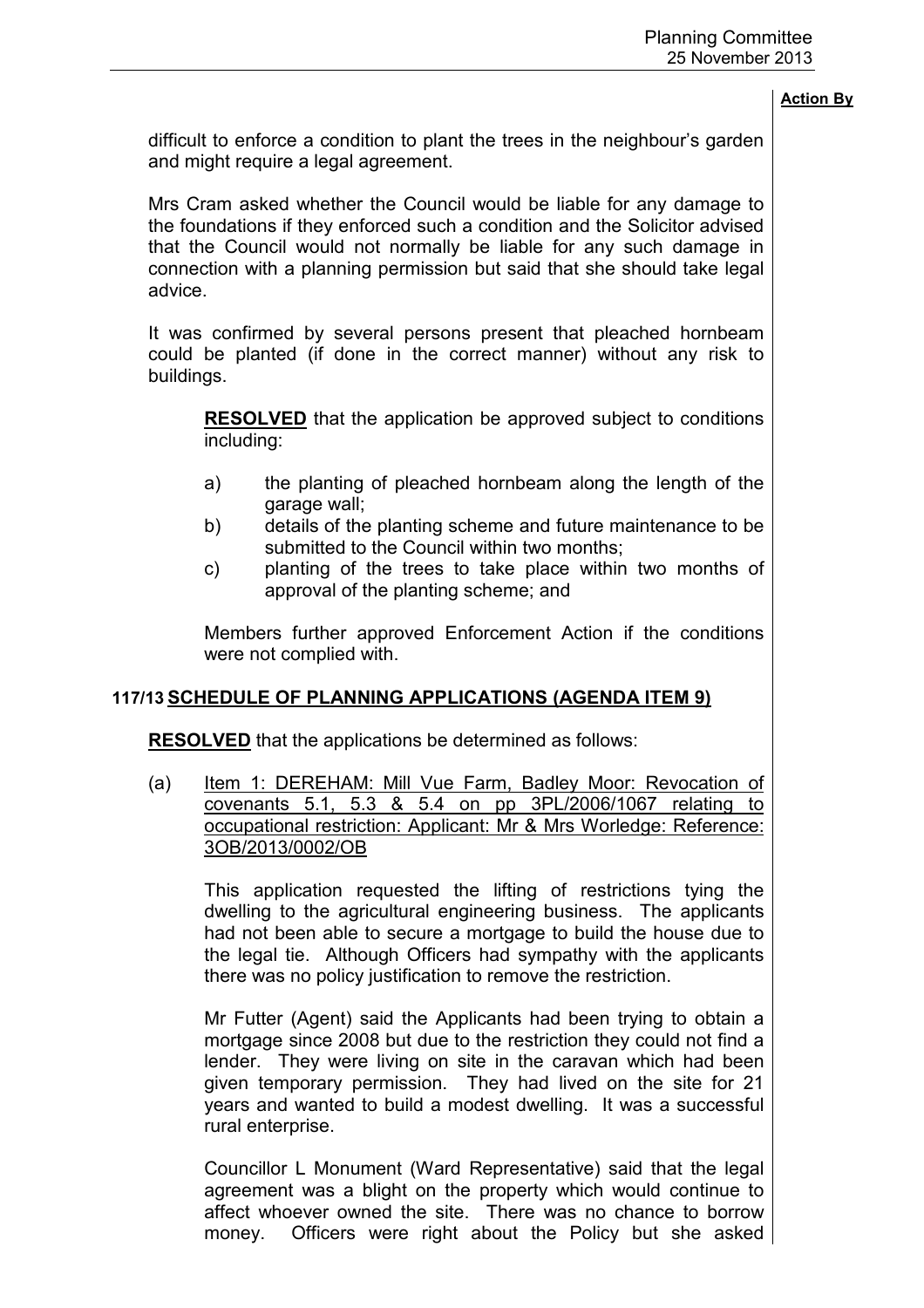**Action By**

difficult to enforce a condition to plant the trees in the neighbour's garden and might require a legal agreement.

Mrs Cram asked whether the Council would be liable for any damage to the foundations if they enforced such a condition and the Solicitor advised that the Council would not normally be liable for any such damage in connection with a planning permission but said that she should take legal advice.

It was confirmed by several persons present that pleached hornbeam could be planted (if done in the correct manner) without any risk to buildings.

> **RESOLVED** that the application be approved subject to conditions including:
>
> a) the planting of pleached hornbeam along the length of the garage wall;
>
> b) details of the planting scheme and future maintenance to be submitted to the Council within two months;
>
> c) planting of the trees to take place within two months of approval of the planting scheme; and
>
> Members further approved Enforcement Action if the conditions were not complied with.

## 117/13 SCHEDULE OF PLANNING APPLICATIONS (AGENDA ITEM 9)

**RESOLVED** that the applications be determined as follows:

(a) Item 1: DEREHAM: Mill Vue Farm, Badley Moor: Revocation of covenants 5.1, 5.3 & 5.4 on pp 3PL/2006/1067 relating to occupational restriction: Applicant: Mr & Mrs Worledge: Reference: 3OB/2013/0002/OB

This application requested the lifting of restrictions tying the dwelling to the agricultural engineering business. The applicants had not been able to secure a mortgage to build the house due to the legal tie. Although Officers had sympathy with the applicants there was no policy justification to remove the restriction.

Mr Futter (Agent) said the Applicants had been trying to obtain a mortgage since 2008 but due to the restriction they could not find a lender. They were living on site in the caravan which had been given temporary permission. They had lived on the site for 21 years and wanted to build a modest dwelling. It was a successful rural enterprise.

Councillor L Monument (Ward Representative) said that the legal agreement was a blight on the property which would continue to affect whoever owned the site. There was no chance to borrow money. Officers were right about the Policy but she asked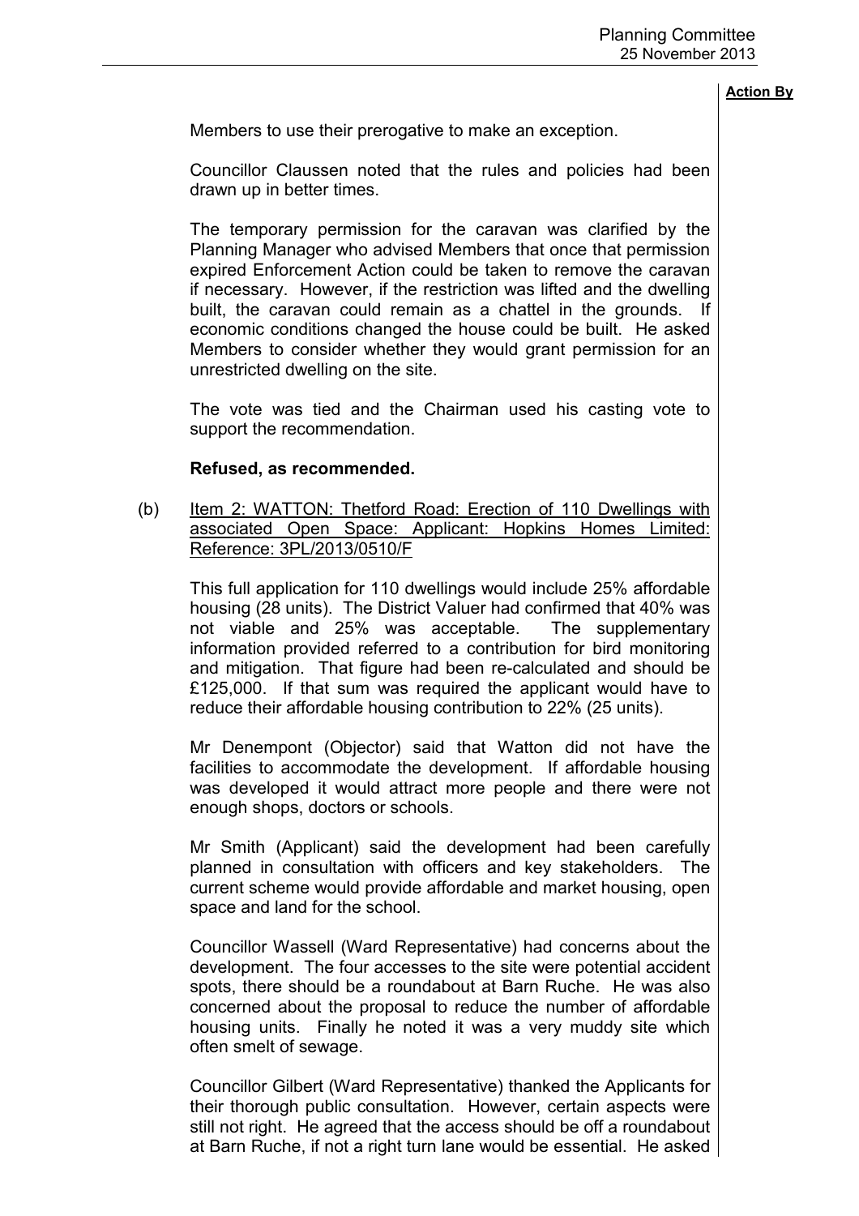**Action By**

Members to use their prerogative to make an exception.

Councillor Claussen noted that the rules and policies had been drawn up in better times.

The temporary permission for the caravan was clarified by the Planning Manager who advised Members that once that permission expired Enforcement Action could be taken to remove the caravan if necessary. However, if the restriction was lifted and the dwelling built, the caravan could remain as a chattel in the grounds. If economic conditions changed the house could be built. He asked Members to consider whether they would grant permission for an unrestricted dwelling on the site.

The vote was tied and the Chairman used his casting vote to support the recommendation.

**Refused, as recommended.**

(b) Item 2: WATTON: Thetford Road: Erection of 110 Dwellings with associated Open Space: Applicant: Hopkins Homes Limited: Reference: 3PL/2013/0510/F

This full application for 110 dwellings would include 25% affordable housing (28 units). The District Valuer had confirmed that 40% was not viable and 25% was acceptable. The supplementary information provided referred to a contribution for bird monitoring and mitigation. That figure had been re-calculated and should be £125,000. If that sum was required the applicant would have to reduce their affordable housing contribution to 22% (25 units).

Mr Denempont (Objector) said that Watton did not have the facilities to accommodate the development. If affordable housing was developed it would attract more people and there were not enough shops, doctors or schools.

Mr Smith (Applicant) said the development had been carefully planned in consultation with officers and key stakeholders. The current scheme would provide affordable and market housing, open space and land for the school.

Councillor Wassell (Ward Representative) had concerns about the development. The four accesses to the site were potential accident spots, there should be a roundabout at Barn Ruche. He was also concerned about the proposal to reduce the number of affordable housing units. Finally he noted it was a very muddy site which often smelt of sewage.

Councillor Gilbert (Ward Representative) thanked the Applicants for their thorough public consultation. However, certain aspects were still not right. He agreed that the access should be off a roundabout at Barn Ruche, if not a right turn lane would be essential. He asked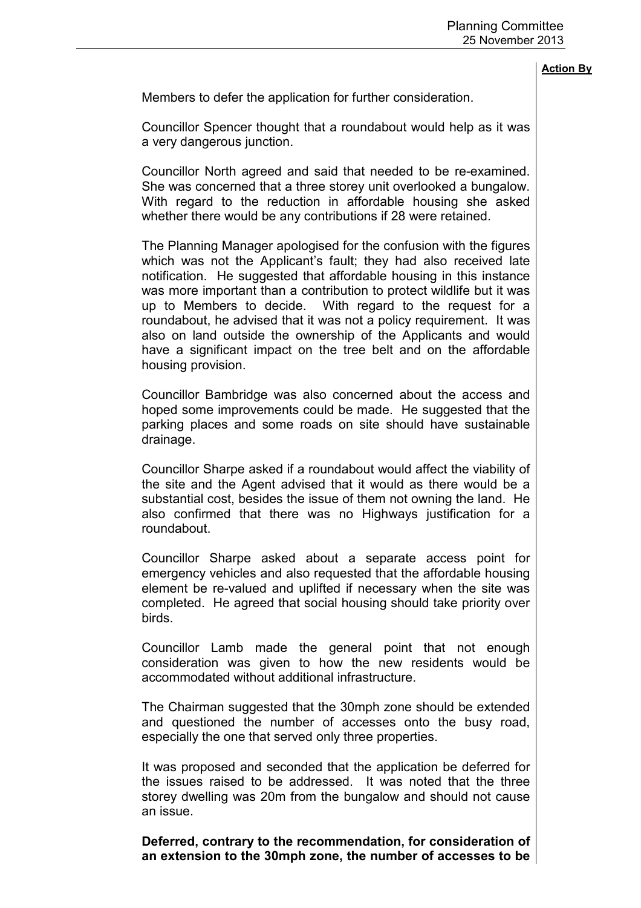**Action By**

Members to defer the application for further consideration.

Councillor Spencer thought that a roundabout would help as it was a very dangerous junction.

Councillor North agreed and said that needed to be re-examined. She was concerned that a three storey unit overlooked a bungalow. With regard to the reduction in affordable housing she asked whether there would be any contributions if 28 were retained.

The Planning Manager apologised for the confusion with the figures which was not the Applicant's fault; they had also received late notification. He suggested that affordable housing in this instance was more important than a contribution to protect wildlife but it was up to Members to decide. With regard to the request for a roundabout, he advised that it was not a policy requirement. It was also on land outside the ownership of the Applicants and would have a significant impact on the tree belt and on the affordable housing provision.

Councillor Bambridge was also concerned about the access and hoped some improvements could be made. He suggested that the parking places and some roads on site should have sustainable drainage.

Councillor Sharpe asked if a roundabout would affect the viability of the site and the Agent advised that it would as there would be a substantial cost, besides the issue of them not owning the land. He also confirmed that there was no Highways justification for a roundabout.

Councillor Sharpe asked about a separate access point for emergency vehicles and also requested that the affordable housing element be re-valued and uplifted if necessary when the site was completed. He agreed that social housing should take priority over birds.

Councillor Lamb made the general point that not enough consideration was given to how the new residents would be accommodated without additional infrastructure.

The Chairman suggested that the 30mph zone should be extended and questioned the number of accesses onto the busy road, especially the one that served only three properties.

It was proposed and seconded that the application be deferred for the issues raised to be addressed. It was noted that the three storey dwelling was 20m from the bungalow and should not cause an issue.

**Deferred, contrary to the recommendation, for consideration of an extension to the 30mph zone, the number of accesses to be**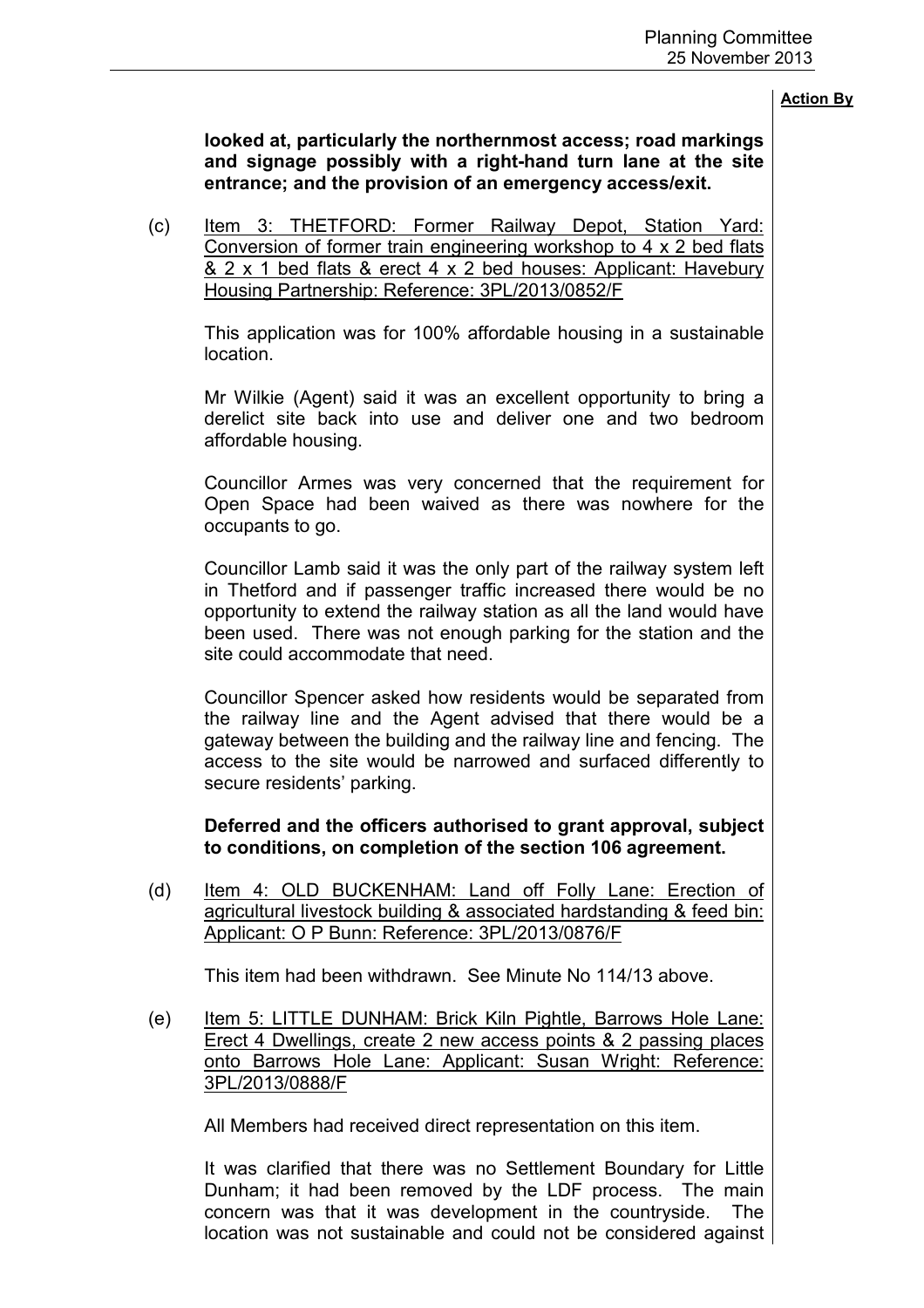**Action By**

**looked at, particularly the northernmost access; road markings and signage possibly with a right-hand turn lane at the site entrance; and the provision of an emergency access/exit.**

(c) Item 3: THETFORD: Former Railway Depot, Station Yard: Conversion of former train engineering workshop to 4 x 2 bed flats & 2 x 1 bed flats & erect 4 x 2 bed houses: Applicant: Havebury Housing Partnership: Reference: 3PL/2013/0852/F

This application was for 100% affordable housing in a sustainable location.

Mr Wilkie (Agent) said it was an excellent opportunity to bring a derelict site back into use and deliver one and two bedroom affordable housing.

Councillor Armes was very concerned that the requirement for Open Space had been waived as there was nowhere for the occupants to go.

Councillor Lamb said it was the only part of the railway system left in Thetford and if passenger traffic increased there would be no opportunity to extend the railway station as all the land would have been used. There was not enough parking for the station and the site could accommodate that need.

Councillor Spencer asked how residents would be separated from the railway line and the Agent advised that there would be a gateway between the building and the railway line and fencing. The access to the site would be narrowed and surfaced differently to secure residents' parking.

**Deferred and the officers authorised to grant approval, subject to conditions, on completion of the section 106 agreement.**

(d) Item 4: OLD BUCKENHAM: Land off Folly Lane: Erection of agricultural livestock building & associated hardstanding & feed bin: Applicant: O P Bunn: Reference: 3PL/2013/0876/F

This item had been withdrawn. See Minute No 114/13 above.

(e) Item 5: LITTLE DUNHAM: Brick Kiln Pightle, Barrows Hole Lane: Erect 4 Dwellings, create 2 new access points & 2 passing places onto Barrows Hole Lane: Applicant: Susan Wright: Reference: 3PL/2013/0888/F

All Members had received direct representation on this item.

It was clarified that there was no Settlement Boundary for Little Dunham; it had been removed by the LDF process. The main concern was that it was development in the countryside. The location was not sustainable and could not be considered against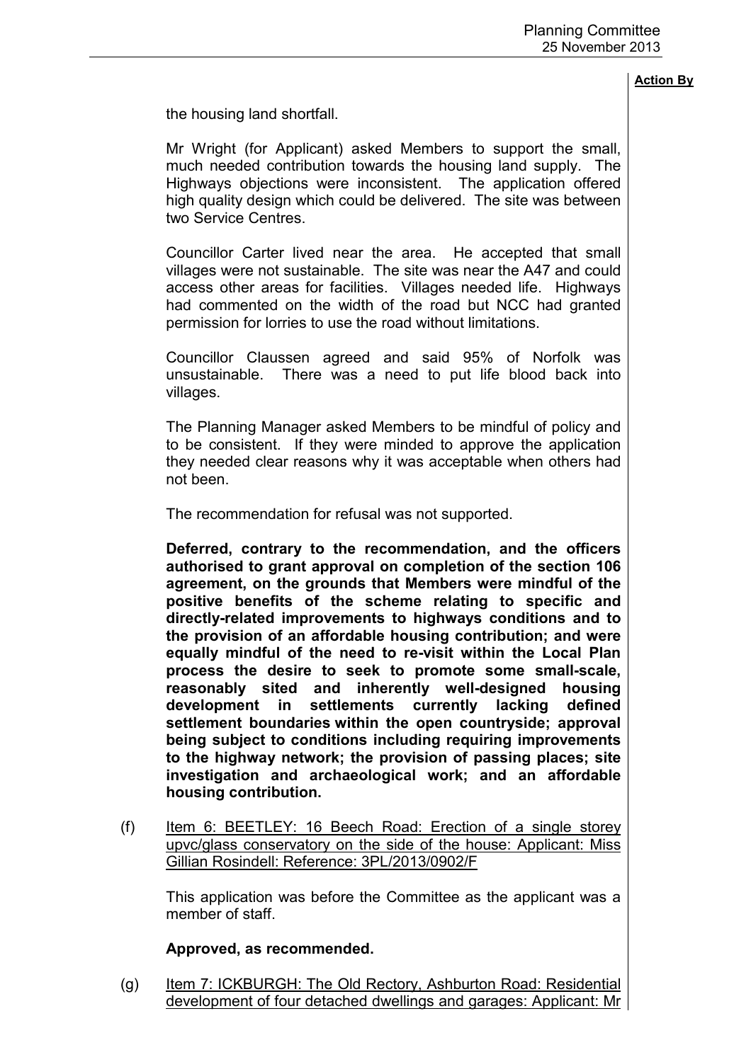the housing land shortfall.

Mr Wright (for Applicant) asked Members to support the small, much needed contribution towards the housing land supply. The Highways objections were inconsistent. The application offered high quality design which could be delivered. The site was between two Service Centres.

Councillor Carter lived near the area. He accepted that small villages were not sustainable. The site was near the A47 and could access other areas for facilities. Villages needed life. Highways had commented on the width of the road but NCC had granted permission for lorries to use the road without limitations.

Councillor Claussen agreed and said 95% of Norfolk was unsustainable. There was a need to put life blood back into villages.

The Planning Manager asked Members to be mindful of policy and to be consistent. If they were minded to approve the application they needed clear reasons why it was acceptable when others had not been.

The recommendation for refusal was not supported.

**Deferred, contrary to the recommendation, and the officers authorised to grant approval on completion of the section 106 agreement, on the grounds that Members were mindful of the positive benefits of the scheme relating to specific and directly-related improvements to highways conditions and to the provision of an affordable housing contribution; and were equally mindful of the need to re-visit within the Local Plan process the desire to seek to promote some small-scale, reasonably sited and inherently well-designed housing development in settlements currently lacking defined settlement boundaries within the open countryside; approval being subject to conditions including requiring improvements to the highway network; the provision of passing places; site investigation and archaeological work; and an affordable housing contribution.**

(f) Item 6: BEETLEY: 16 Beech Road: Erection of a single storey upvc/glass conservatory on the side of the house: Applicant: Miss Gillian Rosindell: Reference: 3PL/2013/0902/F

This application was before the Committee as the applicant was a member of staff.

**Approved, as recommended.**

(g) Item 7: ICKBURGH: The Old Rectory, Ashburton Road: Residential development of four detached dwellings and garages: Applicant: Mr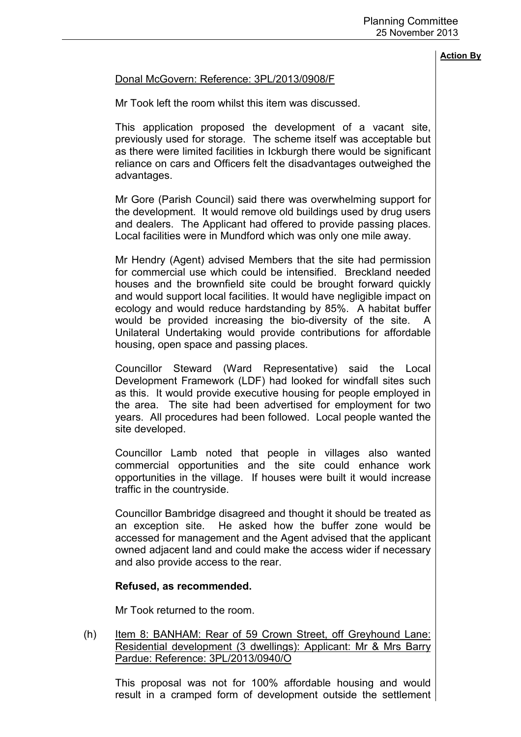**Action By**

Donal McGovern: Reference: 3PL/2013/0908/F

Mr Took left the room whilst this item was discussed.

This application proposed the development of a vacant site, previously used for storage. The scheme itself was acceptable but as there were limited facilities in Ickburgh there would be significant reliance on cars and Officers felt the disadvantages outweighed the advantages.

Mr Gore (Parish Council) said there was overwhelming support for the development. It would remove old buildings used by drug users and dealers. The Applicant had offered to provide passing places. Local facilities were in Mundford which was only one mile away.

Mr Hendry (Agent) advised Members that the site had permission for commercial use which could be intensified. Breckland needed houses and the brownfield site could be brought forward quickly and would support local facilities. It would have negligible impact on ecology and would reduce hardstanding by 85%. A habitat buffer would be provided increasing the bio-diversity of the site. A Unilateral Undertaking would provide contributions for affordable housing, open space and passing places.

Councillor Steward (Ward Representative) said the Local Development Framework (LDF) had looked for windfall sites such as this. It would provide executive housing for people employed in the area. The site had been advertised for employment for two years. All procedures had been followed. Local people wanted the site developed.

Councillor Lamb noted that people in villages also wanted commercial opportunities and the site could enhance work opportunities in the village. If houses were built it would increase traffic in the countryside.

Councillor Bambridge disagreed and thought it should be treated as an exception site. He asked how the buffer zone would be accessed for management and the Agent advised that the applicant owned adjacent land and could make the access wider if necessary and also provide access to the rear.

**Refused, as recommended.**

Mr Took returned to the room.

(h) Item 8: BANHAM: Rear of 59 Crown Street, off Greyhound Lane: Residential development (3 dwellings): Applicant: Mr & Mrs Barry Pardue: Reference: 3PL/2013/0940/O

This proposal was not for 100% affordable housing and would result in a cramped form of development outside the settlement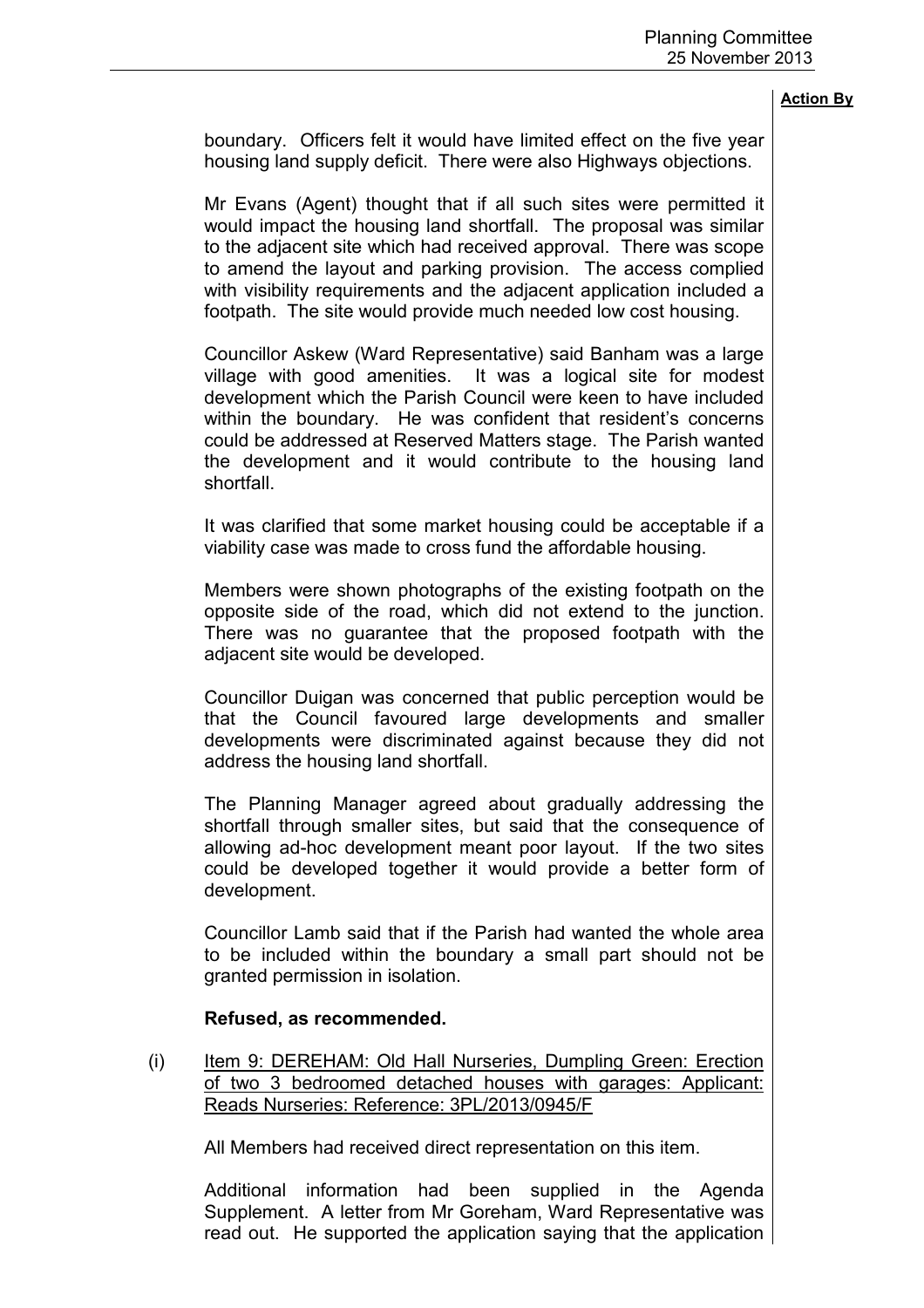boundary. Officers felt it would have limited effect on the five year housing land supply deficit. There were also Highways objections.

Mr Evans (Agent) thought that if all such sites were permitted it would impact the housing land shortfall. The proposal was similar to the adjacent site which had received approval. There was scope to amend the layout and parking provision. The access complied with visibility requirements and the adjacent application included a footpath. The site would provide much needed low cost housing.

Councillor Askew (Ward Representative) said Banham was a large village with good amenities. It was a logical site for modest development which the Parish Council were keen to have included within the boundary. He was confident that resident's concerns could be addressed at Reserved Matters stage. The Parish wanted the development and it would contribute to the housing land shortfall.

It was clarified that some market housing could be acceptable if a viability case was made to cross fund the affordable housing.

Members were shown photographs of the existing footpath on the opposite side of the road, which did not extend to the junction. There was no guarantee that the proposed footpath with the adjacent site would be developed.

Councillor Duigan was concerned that public perception would be that the Council favoured large developments and smaller developments were discriminated against because they did not address the housing land shortfall.

The Planning Manager agreed about gradually addressing the shortfall through smaller sites, but said that the consequence of allowing ad-hoc development meant poor layout. If the two sites could be developed together it would provide a better form of development.

Councillor Lamb said that if the Parish had wanted the whole area to be included within the boundary a small part should not be granted permission in isolation.

**Refused, as recommended.**

(i) Item 9: DEREHAM: Old Hall Nurseries, Dumpling Green: Erection of two 3 bedroomed detached houses with garages: Applicant: Reads Nurseries: Reference: 3PL/2013/0945/F

All Members had received direct representation on this item.

Additional information had been supplied in the Agenda Supplement. A letter from Mr Goreham, Ward Representative was read out. He supported the application saying that the application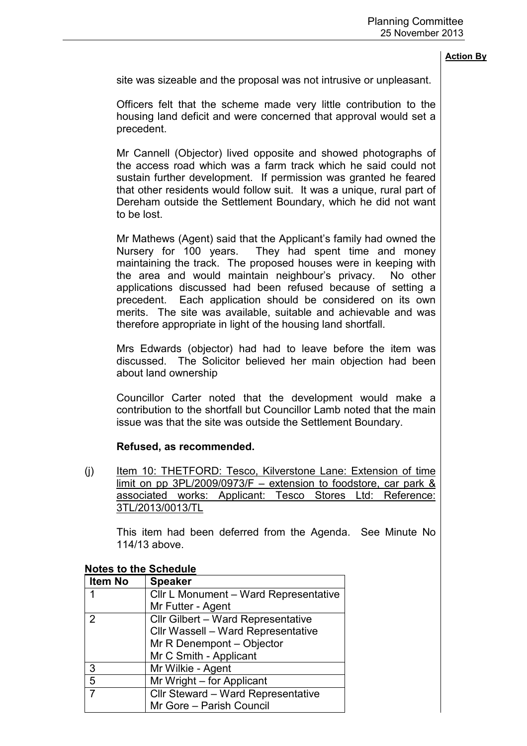**Action By**

site was sizeable and the proposal was not intrusive or unpleasant.

Officers felt that the scheme made very little contribution to the housing land deficit and were concerned that approval would set a precedent.

Mr Cannell (Objector) lived opposite and showed photographs of the access road which was a farm track which he said could not sustain further development. If permission was granted he feared that other residents would follow suit. It was a unique, rural part of Dereham outside the Settlement Boundary, which he did not want to be lost.

Mr Mathews (Agent) said that the Applicant's family had owned the Nursery for 100 years. They had spent time and money maintaining the track. The proposed houses were in keeping with the area and would maintain neighbour's privacy. No other applications discussed had been refused because of setting a precedent. Each application should be considered on its own merits. The site was available, suitable and achievable and was therefore appropriate in light of the housing land shortfall.

Mrs Edwards (objector) had had to leave before the item was discussed. The Solicitor believed her main objection had been about land ownership

Councillor Carter noted that the development would make a contribution to the shortfall but Councillor Lamb noted that the main issue was that the site was outside the Settlement Boundary.

**Refused, as recommended.**

(j) Item 10: THETFORD: Tesco, Kilverstone Lane: Extension of time limit on pp 3PL/2009/0973/F – extension to foodstore, car park & associated works: Applicant: Tesco Stores Ltd: Reference: 3TL/2013/0013/TL

This item had been deferred from the Agenda. See Minute No 114/13 above.

**Notes to the Schedule**

| Item No | Speaker |
|---|---|
| 1 | Cllr L Monument – Ward Representative<br>Mr Futter - Agent |
| 2 | Cllr Gilbert – Ward Representative<br>Cllr Wassell – Ward Representative<br>Mr R Denempont – Objector<br>Mr C Smith - Applicant |
| 3 | Mr Wilkie - Agent |
| 5 | Mr Wright – for Applicant |
| 7 | Cllr Steward – Ward Representative<br>Mr Gore – Parish Council |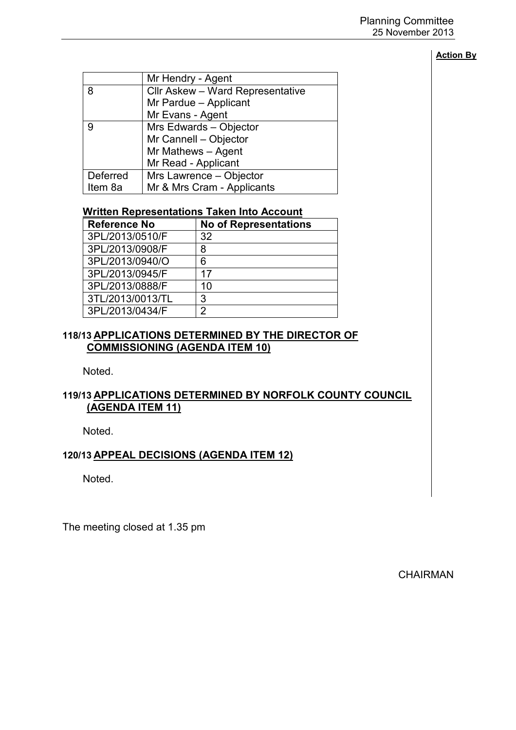**Action By**

| | |
|---|---|
| | Mr Hendry - Agent |
| 8 | Cllr Askew – Ward Representative<br>Mr Pardue – Applicant<br>Mr Evans - Agent |
| 9 | Mrs Edwards – Objector<br>Mr Cannell – Objector<br>Mr Mathews – Agent<br>Mr Read - Applicant |
| Deferred Item 8a | Mrs Lawrence – Objector<br>Mr & Mrs Cram - Applicants |

**Written Representations Taken Into Account**

| Reference No | No of Representations |
|---|---|
| 3PL/2013/0510/F | 32 |
| 3PL/2013/0908/F | 8 |
| 3PL/2013/0940/O | 6 |
| 3PL/2013/0945/F | 17 |
| 3PL/2013/0888/F | 10 |
| 3TL/2013/0013/TL | 3 |
| 3PL/2013/0434/F | 2 |

### 118/13 APPLICATIONS DETERMINED BY THE DIRECTOR OF COMMISSIONING (AGENDA ITEM 10)

Noted.

### 119/13 APPLICATIONS DETERMINED BY NORFOLK COUNTY COUNCIL (AGENDA ITEM 11)

Noted.

### 120/13 APPEAL DECISIONS (AGENDA ITEM 12)

Noted.

The meeting closed at 1.35 pm

CHAIRMAN